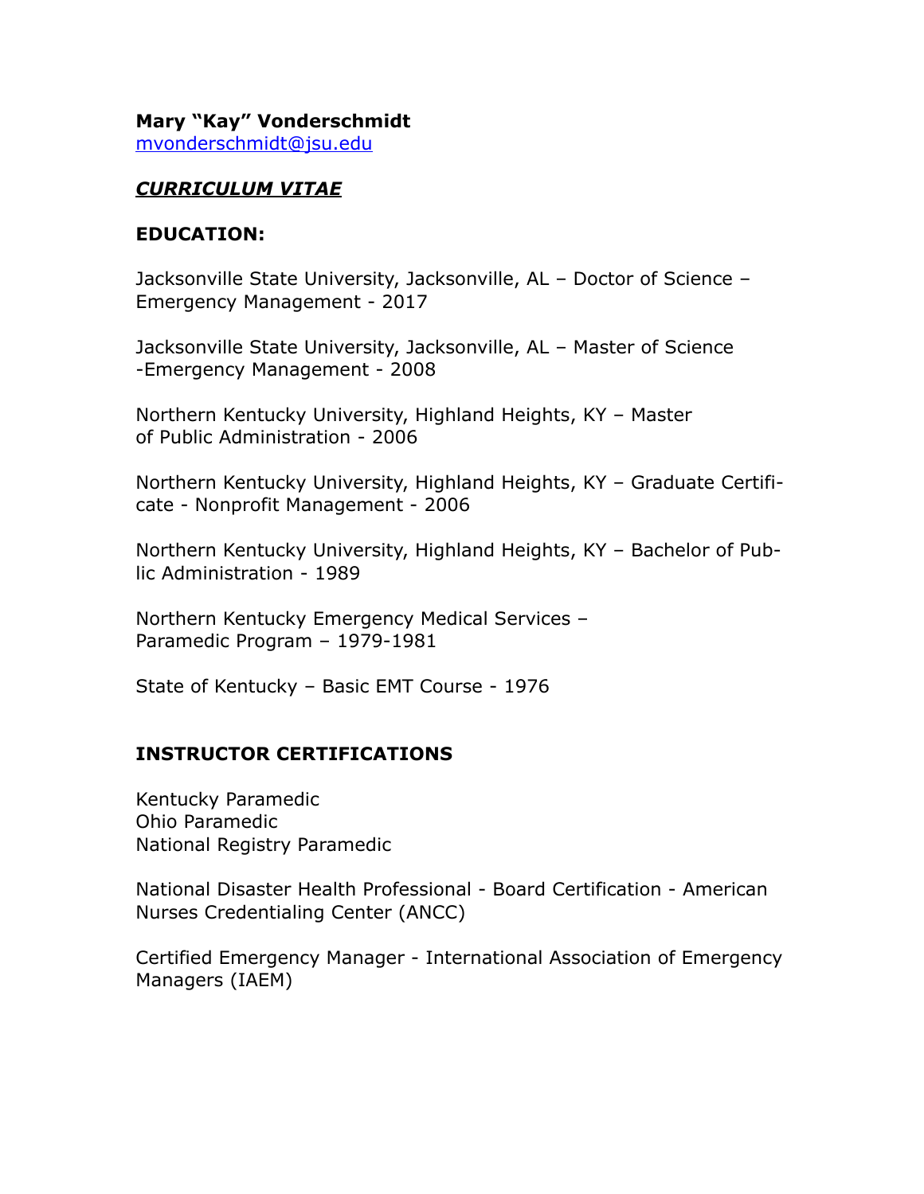**Mary "Kay" Vonderschmidt**
mvonderschmidt@jsu.edu

***CURRICULUM VITAE***

## EDUCATION:

Jacksonville State University, Jacksonville, AL – Doctor of Science – Emergency Management - 2017

Jacksonville State University, Jacksonville, AL – Master of Science -Emergency Management - 2008

Northern Kentucky University, Highland Heights, KY – Master of Public Administration - 2006

Northern Kentucky University, Highland Heights, KY – Graduate Certificate - Nonprofit Management - 2006

Northern Kentucky University, Highland Heights, KY – Bachelor of Public Administration - 1989

Northern Kentucky Emergency Medical Services – Paramedic Program – 1979-1981

State of Kentucky – Basic EMT Course - 1976

## INSTRUCTOR CERTIFICATIONS

Kentucky Paramedic
Ohio Paramedic
National Registry Paramedic

National Disaster Health Professional - Board Certification - American Nurses Credentialing Center (ANCC)

Certified Emergency Manager - International Association of Emergency Managers (IAEM)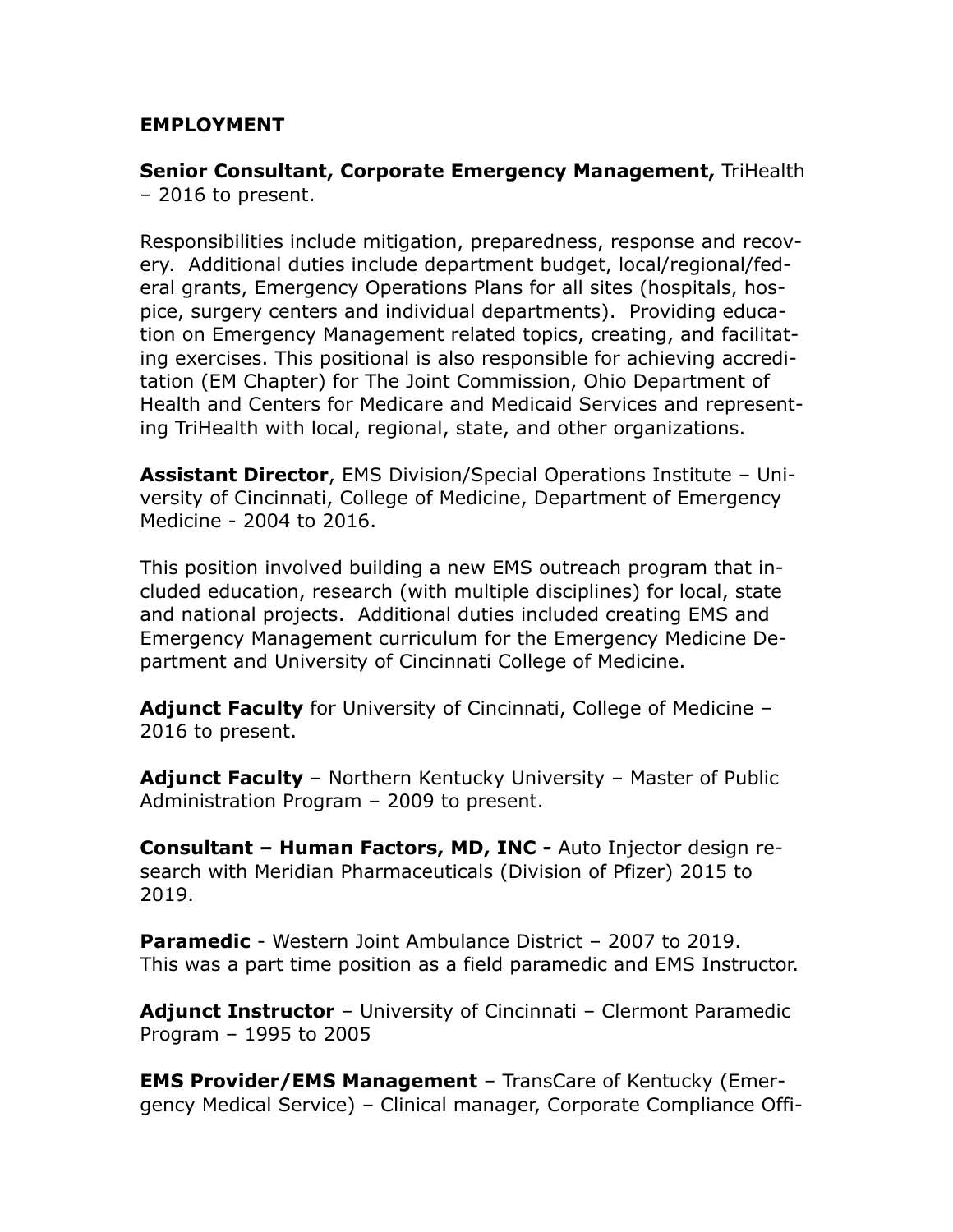## EMPLOYMENT

**Senior Consultant, Corporate Emergency Management,** TriHealth – 2016 to present.

Responsibilities include mitigation, preparedness, response and recovery. Additional duties include department budget, local/regional/federal grants, Emergency Operations Plans for all sites (hospitals, hospice, surgery centers and individual departments). Providing education on Emergency Management related topics, creating, and facilitating exercises. This positional is also responsible for achieving accreditation (EM Chapter) for The Joint Commission, Ohio Department of Health and Centers for Medicare and Medicaid Services and representing TriHealth with local, regional, state, and other organizations.

**Assistant Director**, EMS Division/Special Operations Institute – University of Cincinnati, College of Medicine, Department of Emergency Medicine - 2004 to 2016.

This position involved building a new EMS outreach program that included education, research (with multiple disciplines) for local, state and national projects. Additional duties included creating EMS and Emergency Management curriculum for the Emergency Medicine Department and University of Cincinnati College of Medicine.

**Adjunct Faculty** for University of Cincinnati, College of Medicine – 2016 to present.

**Adjunct Faculty** – Northern Kentucky University – Master of Public Administration Program – 2009 to present.

**Consultant – Human Factors, MD, INC -** Auto Injector design research with Meridian Pharmaceuticals (Division of Pfizer) 2015 to 2019.

**Paramedic** - Western Joint Ambulance District – 2007 to 2019.
This was a part time position as a field paramedic and EMS Instructor.

**Adjunct Instructor** – University of Cincinnati – Clermont Paramedic Program – 1995 to 2005

**EMS Provider/EMS Management** – TransCare of Kentucky (Emergency Medical Service) – Clinical manager, Corporate Compliance Offi-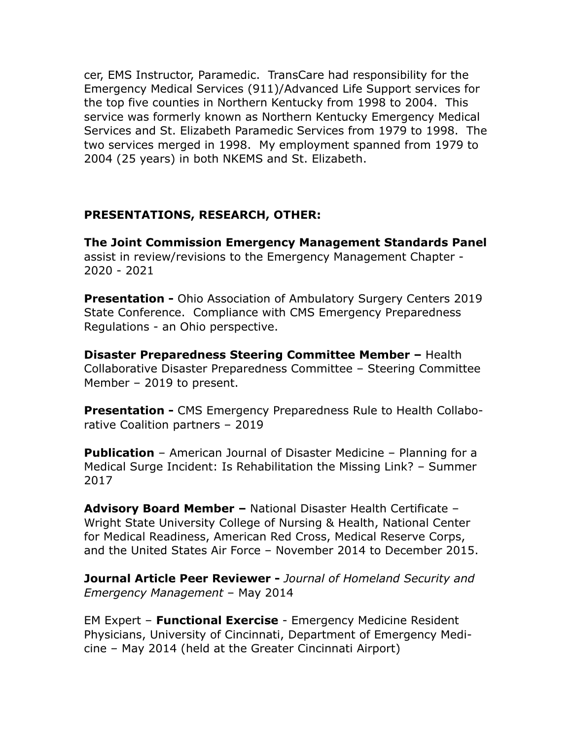cer, EMS Instructor, Paramedic. TransCare had responsibility for the Emergency Medical Services (911)/Advanced Life Support services for the top five counties in Northern Kentucky from 1998 to 2004. This service was formerly known as Northern Kentucky Emergency Medical Services and St. Elizabeth Paramedic Services from 1979 to 1998. The two services merged in 1998. My employment spanned from 1979 to 2004 (25 years) in both NKEMS and St. Elizabeth.

## PRESENTATIONS, RESEARCH, OTHER:

**The Joint Commission Emergency Management Standards Panel** assist in review/revisions to the Emergency Management Chapter - 2020 - 2021

**Presentation -** Ohio Association of Ambulatory Surgery Centers 2019 State Conference. Compliance with CMS Emergency Preparedness Regulations - an Ohio perspective.

**Disaster Preparedness Steering Committee Member –** Health Collaborative Disaster Preparedness Committee – Steering Committee Member – 2019 to present.

**Presentation -** CMS Emergency Preparedness Rule to Health Collaborative Coalition partners – 2019

**Publication** – American Journal of Disaster Medicine – Planning for a Medical Surge Incident: Is Rehabilitation the Missing Link? – Summer 2017

**Advisory Board Member –** National Disaster Health Certificate – Wright State University College of Nursing & Health, National Center for Medical Readiness, American Red Cross, Medical Reserve Corps, and the United States Air Force – November 2014 to December 2015.

**Journal Article Peer Reviewer -** *Journal of Homeland Security and Emergency Management* – May 2014

EM Expert – **Functional Exercise** - Emergency Medicine Resident Physicians, University of Cincinnati, Department of Emergency Medicine – May 2014 (held at the Greater Cincinnati Airport)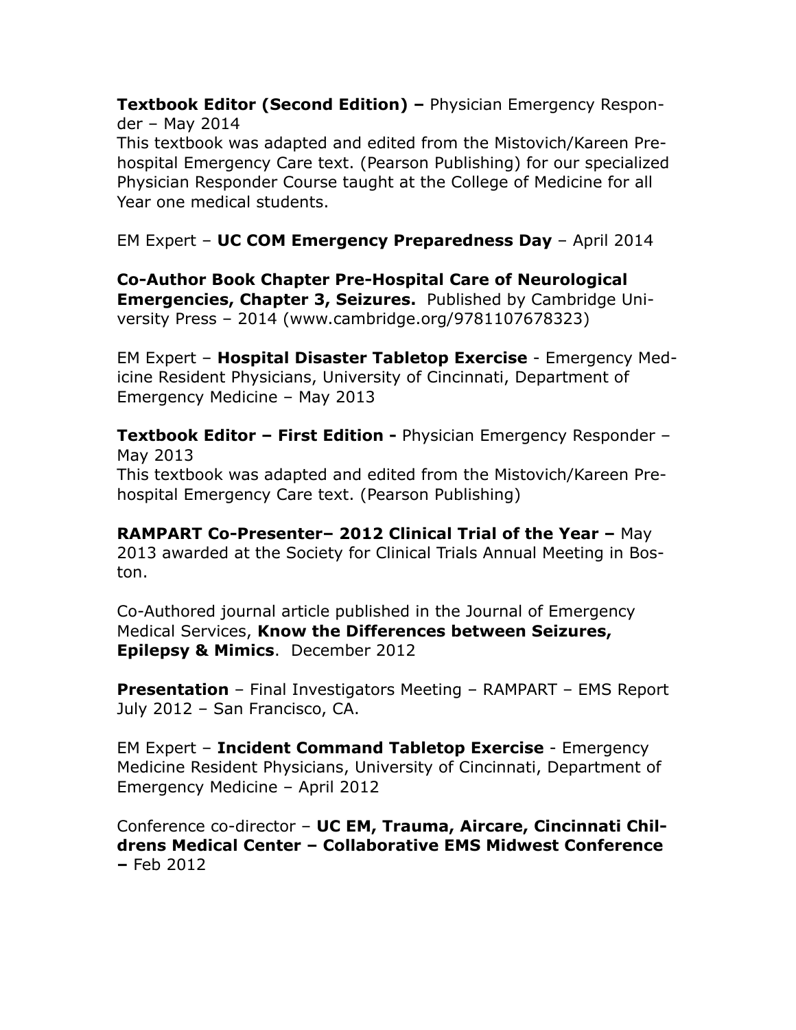**Textbook Editor (Second Edition) –** Physician Emergency Responder – May 2014
This textbook was adapted and edited from the Mistovich/Kareen Prehospital Emergency Care text. (Pearson Publishing) for our specialized Physician Responder Course taught at the College of Medicine for all Year one medical students.

EM Expert – **UC COM Emergency Preparedness Day** – April 2014

**Co-Author Book Chapter Pre-Hospital Care of Neurological Emergencies, Chapter 3, Seizures.** Published by Cambridge University Press – 2014 (www.cambridge.org/9781107678323)

EM Expert – **Hospital Disaster Tabletop Exercise** - Emergency Medicine Resident Physicians, University of Cincinnati, Department of Emergency Medicine – May 2013

**Textbook Editor – First Edition -** Physician Emergency Responder – May 2013
This textbook was adapted and edited from the Mistovich/Kareen Prehospital Emergency Care text. (Pearson Publishing)

**RAMPART Co-Presenter– 2012 Clinical Trial of the Year –** May 2013 awarded at the Society for Clinical Trials Annual Meeting in Boston.

Co-Authored journal article published in the Journal of Emergency Medical Services, **Know the Differences between Seizures, Epilepsy & Mimics**. December 2012

**Presentation** – Final Investigators Meeting – RAMPART – EMS Report July 2012 – San Francisco, CA.

EM Expert – **Incident Command Tabletop Exercise** - Emergency Medicine Resident Physicians, University of Cincinnati, Department of Emergency Medicine – April 2012

Conference co-director – **UC EM, Trauma, Aircare, Cincinnati Childrens Medical Center – Collaborative EMS Midwest Conference –** Feb 2012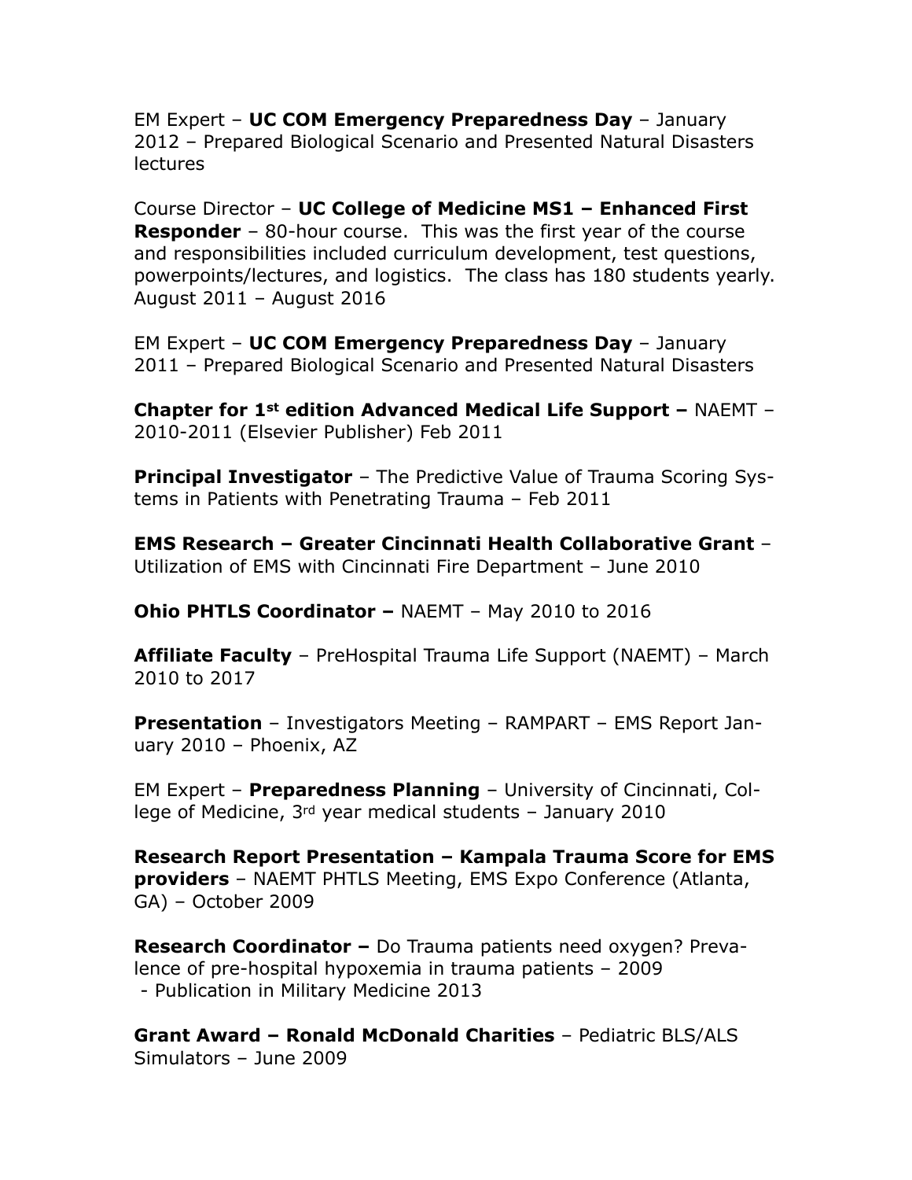EM Expert – **UC COM Emergency Preparedness Day** – January 2012 – Prepared Biological Scenario and Presented Natural Disasters lectures

Course Director – **UC College of Medicine MS1 – Enhanced First Responder** – 80-hour course. This was the first year of the course and responsibilities included curriculum development, test questions, powerpoints/lectures, and logistics. The class has 180 students yearly. August 2011 – August 2016

EM Expert – **UC COM Emergency Preparedness Day** – January 2011 – Prepared Biological Scenario and Presented Natural Disasters

**Chapter for 1st edition Advanced Medical Life Support –** NAEMT – 2010-2011 (Elsevier Publisher) Feb 2011

**Principal Investigator** – The Predictive Value of Trauma Scoring Systems in Patients with Penetrating Trauma – Feb 2011

**EMS Research – Greater Cincinnati Health Collaborative Grant** – Utilization of EMS with Cincinnati Fire Department – June 2010

**Ohio PHTLS Coordinator –** NAEMT – May 2010 to 2016

**Affiliate Faculty** – PreHospital Trauma Life Support (NAEMT) – March 2010 to 2017

**Presentation** – Investigators Meeting – RAMPART – EMS Report January 2010 – Phoenix, AZ

EM Expert – **Preparedness Planning** – University of Cincinnati, College of Medicine, 3rd year medical students – January 2010

**Research Report Presentation – Kampala Trauma Score for EMS providers** – NAEMT PHTLS Meeting, EMS Expo Conference (Atlanta, GA) – October 2009

**Research Coordinator –** Do Trauma patients need oxygen? Prevalence of pre-hospital hypoxemia in trauma patients – 2009
 - Publication in Military Medicine 2013

**Grant Award – Ronald McDonald Charities** – Pediatric BLS/ALS Simulators – June 2009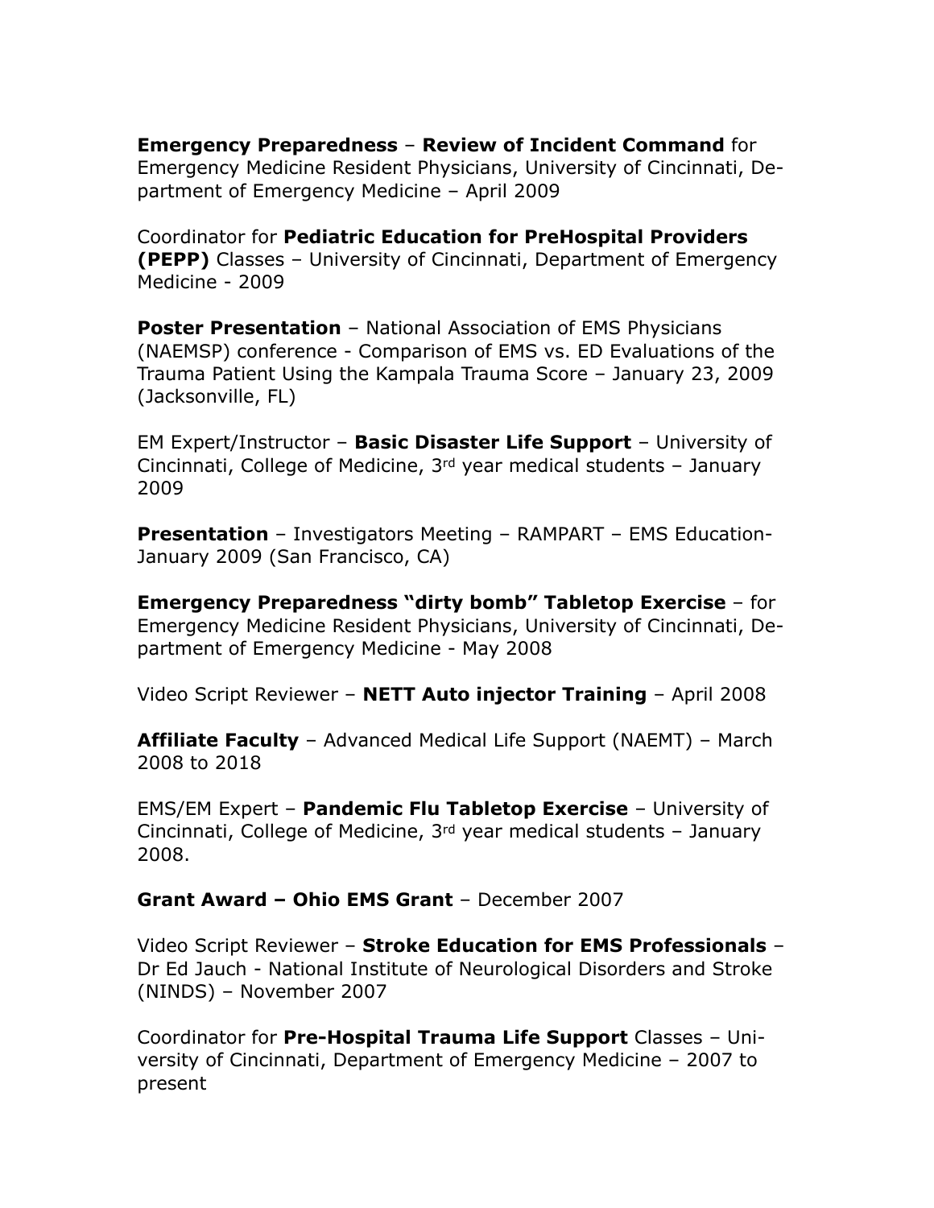**Emergency Preparedness** – **Review of Incident Command** for Emergency Medicine Resident Physicians, University of Cincinnati, Department of Emergency Medicine – April 2009

Coordinator for **Pediatric Education for PreHospital Providers (PEPP)** Classes – University of Cincinnati, Department of Emergency Medicine - 2009

**Poster Presentation** – National Association of EMS Physicians (NAEMSP) conference - Comparison of EMS vs. ED Evaluations of the Trauma Patient Using the Kampala Trauma Score – January 23, 2009 (Jacksonville, FL)

EM Expert/Instructor – **Basic Disaster Life Support** – University of Cincinnati, College of Medicine, 3rd year medical students – January 2009

**Presentation** – Investigators Meeting – RAMPART – EMS Education-January 2009 (San Francisco, CA)

**Emergency Preparedness "dirty bomb" Tabletop Exercise** – for Emergency Medicine Resident Physicians, University of Cincinnati, Department of Emergency Medicine - May 2008

Video Script Reviewer – **NETT Auto injector Training** – April 2008

**Affiliate Faculty** – Advanced Medical Life Support (NAEMT) – March 2008 to 2018

EMS/EM Expert – **Pandemic Flu Tabletop Exercise** – University of Cincinnati, College of Medicine, 3rd year medical students – January 2008.

**Grant Award – Ohio EMS Grant** – December 2007

Video Script Reviewer – **Stroke Education for EMS Professionals** – Dr Ed Jauch - National Institute of Neurological Disorders and Stroke (NINDS) – November 2007

Coordinator for **Pre-Hospital Trauma Life Support** Classes – University of Cincinnati, Department of Emergency Medicine – 2007 to present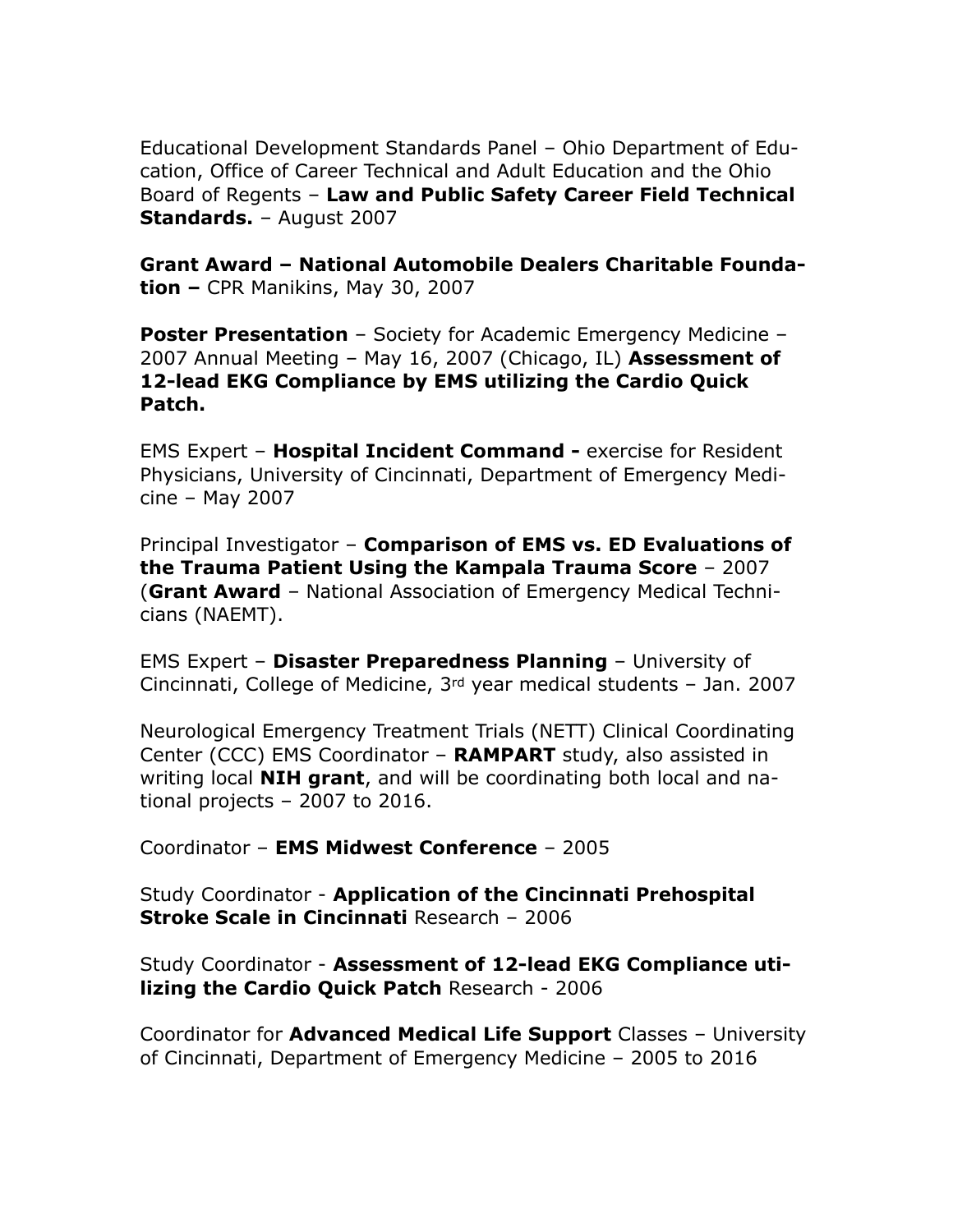Educational Development Standards Panel – Ohio Department of Education, Office of Career Technical and Adult Education and the Ohio Board of Regents – **Law and Public Safety Career Field Technical Standards.** – August 2007

**Grant Award – National Automobile Dealers Charitable Foundation –** CPR Manikins, May 30, 2007

**Poster Presentation** – Society for Academic Emergency Medicine – 2007 Annual Meeting – May 16, 2007 (Chicago, IL) **Assessment of 12-lead EKG Compliance by EMS utilizing the Cardio Quick Patch.**

EMS Expert – **Hospital Incident Command -** exercise for Resident Physicians, University of Cincinnati, Department of Emergency Medicine – May 2007

Principal Investigator – **Comparison of EMS vs. ED Evaluations of the Trauma Patient Using the Kampala Trauma Score** – 2007 (**Grant Award** – National Association of Emergency Medical Technicians (NAEMT).

EMS Expert – **Disaster Preparedness Planning** – University of Cincinnati, College of Medicine, 3rd year medical students – Jan. 2007

Neurological Emergency Treatment Trials (NETT) Clinical Coordinating Center (CCC) EMS Coordinator – **RAMPART** study, also assisted in writing local **NIH grant**, and will be coordinating both local and national projects – 2007 to 2016.

Coordinator – **EMS Midwest Conference** – 2005

Study Coordinator - **Application of the Cincinnati Prehospital Stroke Scale in Cincinnati** Research – 2006

Study Coordinator - **Assessment of 12-lead EKG Compliance utilizing the Cardio Quick Patch** Research - 2006

Coordinator for **Advanced Medical Life Support** Classes – University of Cincinnati, Department of Emergency Medicine – 2005 to 2016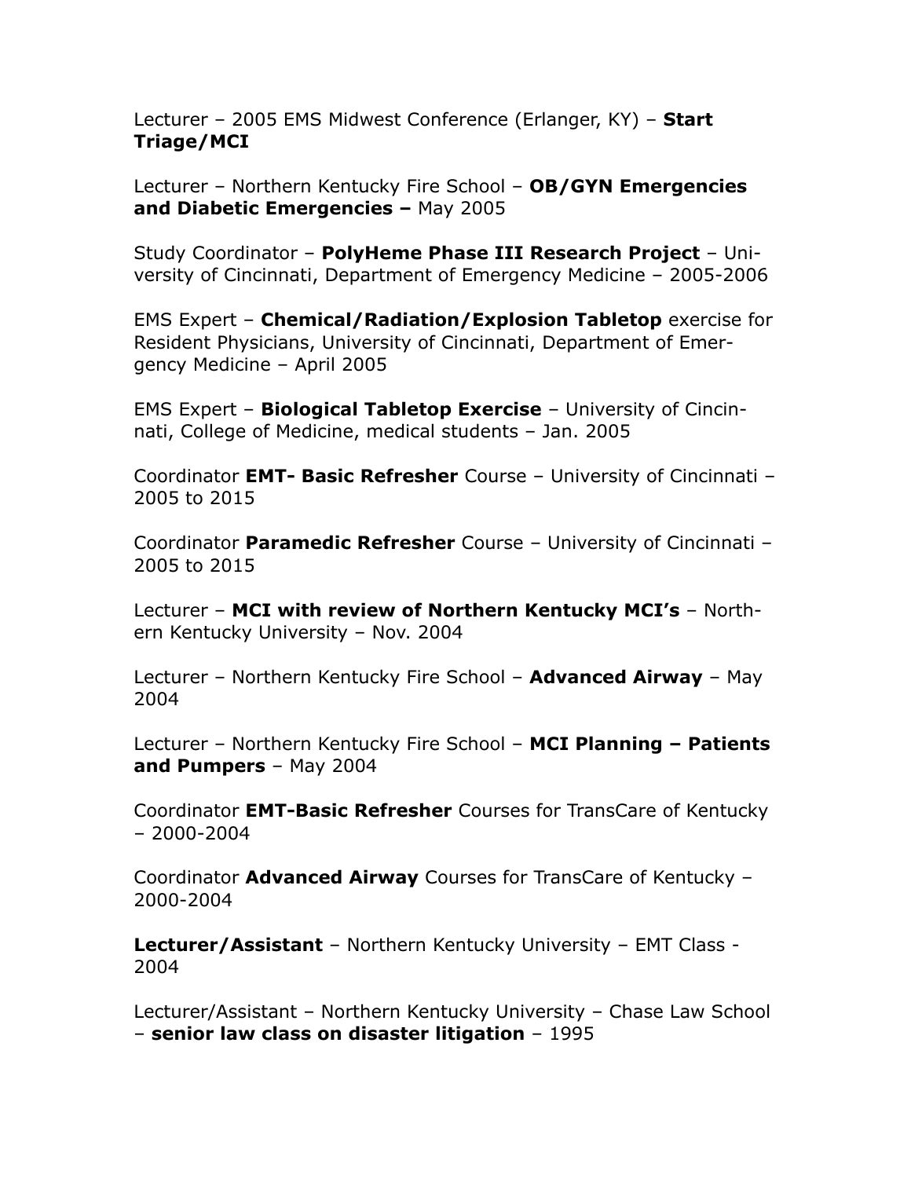Lecturer – 2005 EMS Midwest Conference (Erlanger, KY) – **Start Triage/MCI**

Lecturer – Northern Kentucky Fire School – **OB/GYN Emergencies and Diabetic Emergencies –** May 2005

Study Coordinator – **PolyHeme Phase III Research Project** – University of Cincinnati, Department of Emergency Medicine – 2005-2006

EMS Expert – **Chemical/Radiation/Explosion Tabletop** exercise for Resident Physicians, University of Cincinnati, Department of Emergency Medicine – April 2005

EMS Expert – **Biological Tabletop Exercise** – University of Cincinnati, College of Medicine, medical students – Jan. 2005

Coordinator **EMT- Basic Refresher** Course – University of Cincinnati – 2005 to 2015

Coordinator **Paramedic Refresher** Course – University of Cincinnati – 2005 to 2015

Lecturer – **MCI with review of Northern Kentucky MCI's** – Northern Kentucky University – Nov. 2004

Lecturer – Northern Kentucky Fire School – **Advanced Airway** – May 2004

Lecturer – Northern Kentucky Fire School – **MCI Planning – Patients and Pumpers** – May 2004

Coordinator **EMT-Basic Refresher** Courses for TransCare of Kentucky – 2000-2004

Coordinator **Advanced Airway** Courses for TransCare of Kentucky – 2000-2004

**Lecturer/Assistant** – Northern Kentucky University – EMT Class - 2004

Lecturer/Assistant – Northern Kentucky University – Chase Law School – **senior law class on disaster litigation** – 1995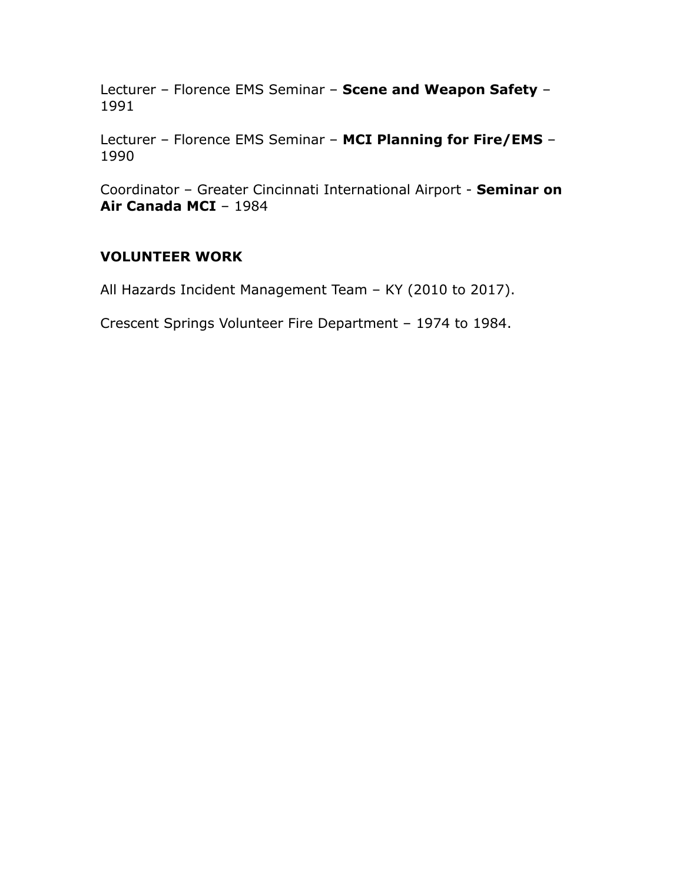Lecturer – Florence EMS Seminar – **Scene and Weapon Safety** – 1991

Lecturer – Florence EMS Seminar – **MCI Planning for Fire/EMS** – 1990

Coordinator – Greater Cincinnati International Airport - **Seminar on Air Canada MCI** – 1984

## VOLUNTEER WORK

All Hazards Incident Management Team – KY (2010 to 2017).

Crescent Springs Volunteer Fire Department – 1974 to 1984.